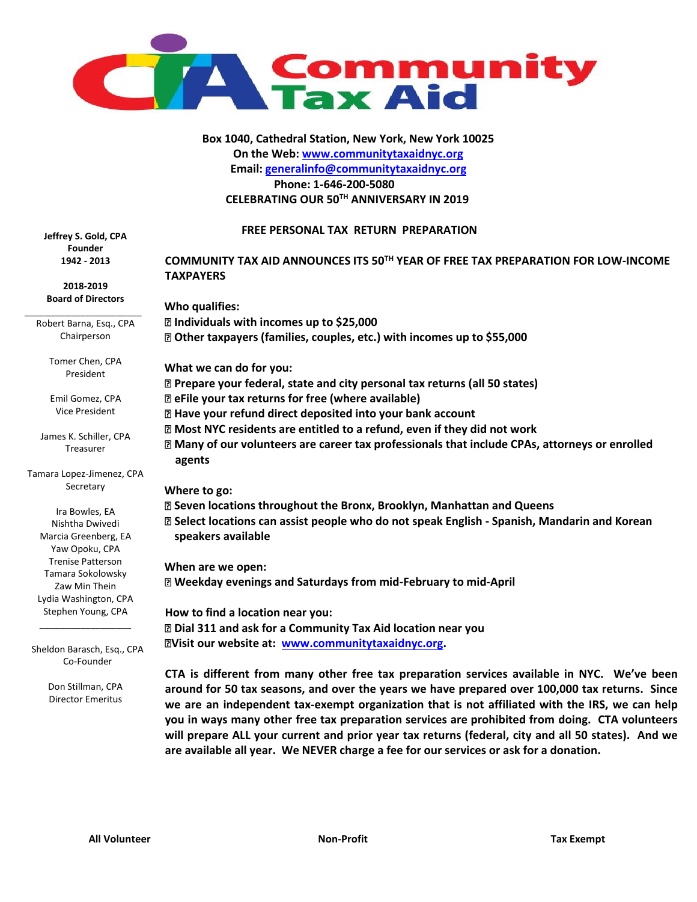# Community Tax Aid

**Box 1040, Cathedral Station, New York, New York 10025**
**On the Web: [www.communitytaxaidnyc.org](http://www.communitytaxaidnyc.org)**
**Email: [generalinfo@communitytaxaidnyc.org](mailto:generalinfo@communitytaxaidnyc.org)**
**Phone: 1-646-200-5080**
**CELEBRATING OUR 50TH ANNIVERSARY IN 2019**

**Jeffrey S. Gold, CPA**
**Founder**
**1942 - 2013**

**2018-2019**
**Board of Directors**

Robert Barna, Esq., CPA
Chairperson

Tomer Chen, CPA
President

Emil Gomez, CPA
Vice President

James K. Schiller, CPA
Treasurer

Tamara Lopez-Jimenez, CPA
Secretary

Ira Bowles, EA
Nishtha Dwivedi
Marcia Greenberg, EA
Yaw Opoku, CPA
Trenise Patterson
Tamara Sokolowsky
Zaw Min Thein
Lydia Washington, CPA
Stephen Young, CPA

Sheldon Barasch, Esq., CPA
Co-Founder

Don Stillman, CPA
Director Emeritus

## FREE PERSONAL TAX RETURN PREPARATION

## COMMUNITY TAX AID ANNOUNCES ITS 50TH YEAR OF FREE TAX PREPARATION FOR LOW-INCOME TAXPAYERS

**Who qualifies:**

- **Individuals with incomes up to $25,000**
- **Other taxpayers (families, couples, etc.) with incomes up to $55,000**

**What we can do for you:**

- **Prepare your federal, state and city personal tax returns (all 50 states)**
- **eFile your tax returns for free (where available)**
- **Have your refund direct deposited into your bank account**
- **Most NYC residents are entitled to a refund, even if they did not work**
- **Many of our volunteers are career tax professionals that include CPAs, attorneys or enrolled agents**

**Where to go:**

- **Seven locations throughout the Bronx, Brooklyn, Manhattan and Queens**
- **Select locations can assist people who do not speak English - Spanish, Mandarin and Korean speakers available**

**When are we open:**

- **Weekday evenings and Saturdays from mid-February to mid-April**

**How to find a location near you:**

- **Dial 311 and ask for a Community Tax Aid location near you**
- **Visit our website at: [www.communitytaxaidnyc.org](http://www.communitytaxaidnyc.org).**

**CTA is different from many other free tax preparation services available in NYC. We've been around for 50 tax seasons, and over the years we have prepared over 100,000 tax returns. Since we are an independent tax-exempt organization that is not affiliated with the IRS, we can help you in ways many other free tax preparation services are prohibited from doing. CTA volunteers will prepare ALL your current and prior year tax returns (federal, city and all 50 states). And we are available all year. We NEVER charge a fee for our services or ask for a donation.**

**All Volunteer** | **Non-Profit** | **Tax Exempt**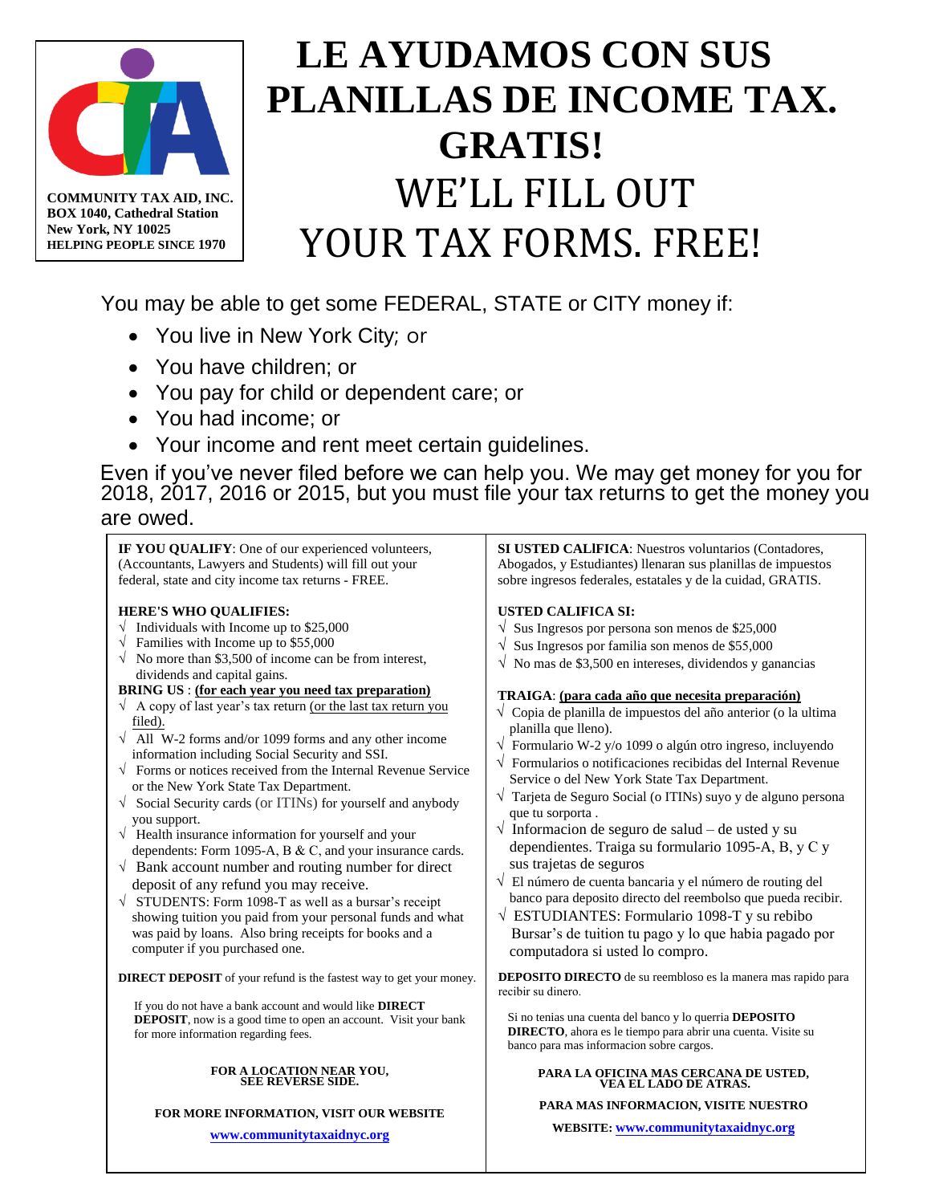COMMUNITY TAX AID, INC.
BOX 1040, Cathedral Station
New York, NY 10025
HELPING PEOPLE SINCE 1970

# LE AYUDAMOS CON SUS PLANILLAS DE INCOME TAX. GRATIS!

# WE'LL FILL OUT YOUR TAX FORMS. FREE!

You may be able to get some FEDERAL, STATE or CITY money if:

- You live in New York City; or
- You have children; or
- You pay for child or dependent care; or
- You had income; or
- Your income and rent meet certain guidelines.

Even if you've never filed before we can help you. We may get money for you for 2018, 2017, 2016 or 2015, but you must file your tax returns to get the money you are owed.

**IF YOU QUALIFY**: One of our experienced volunteers, (Accountants, Lawyers and Students) will fill out your federal, state and city income tax returns - FREE.

**HERE'S WHO QUALIFIES:**

√ Individuals with Income up to $25,000
√ Families with Income up to $55,000
√ No more than $3,500 of income can be from interest, dividends and capital gains.

**BRING US** : **(for each year you need tax preparation)**

√ A copy of last year's tax return (or the last tax return you filed).
√ All W-2 forms and/or 1099 forms and any other income information including Social Security and SSI.
√ Forms or notices received from the Internal Revenue Service or the New York State Tax Department.
√ Social Security cards (or ITINs) for yourself and anybody you support.
√ Health insurance information for yourself and your dependents: Form 1095-A, B & C, and your insurance cards.
√ Bank account number and routing number for direct deposit of any refund you may receive.
√ STUDENTS: Form 1098-T as well as a bursar's receipt showing tuition you paid from your personal funds and what was paid by loans. Also bring receipts for books and a computer if you purchased one.

**DIRECT DEPOSIT** of your refund is the fastest way to get your money.

If you do not have a bank account and would like **DIRECT DEPOSIT**, now is a good time to open an account. Visit your bank for more information regarding fees.

**FOR A LOCATION NEAR YOU, SEE REVERSE SIDE.**

**FOR MORE INFORMATION, VISIT OUR WEBSITE**

**www.communitytaxaidnyc.org**

**SI USTED CALIFICA**: Nuestros voluntarios (Contadores, Abogados, y Estudiantes) llenaran sus planillas de impuestos sobre ingresos federales, estatales y de la cuidad, GRATIS.

**USTED CALIFICA SI:**

√ Sus Ingresos por persona son menos de $25,000
√ Sus Ingresos por familia son menos de $55,000
√ No mas de $3,500 en intereses, dividendos y ganancias

**TRAIGA**: **(para cada año que necesita preparación)**

√ Copia de planilla de impuestos del año anterior (o la ultima planilla que lleno).
√ Formulario W-2 y/o 1099 o algún otro ingreso, incluyendo
√ Formularios o notificaciones recibidas del Internal Revenue Service o del New York State Tax Department.
√ Tarjeta de Seguro Social (o ITINs) suyo y de alguno persona que tu sorporta .
√ Informacion de seguro de salud – de usted y su dependientes. Traiga su formulario 1095-A, B, y C y sus trajetas de seguros
√ El número de cuenta bancaria y el número de routing del banco para deposito directo del reembolso que pueda recibir.
√ ESTUDIANTES: Formulario 1098-T y su rebibo Bursar's de tuition tu pago y lo que habia pagado por computadora si usted lo compro.

**DEPOSITO DIRECTO** de su reembloso es la manera mas rapido para recibir su dinero.

Si no tenias una cuenta del banco y lo querria **DEPOSITO DIRECTO**, ahora es le tiempo para abrir una cuenta. Visite su banco para mas informacion sobre cargos.

**PARA LA OFICINA MAS CERCANA DE USTED, VEA EL LADO DE ATRAS.**

**PARA MAS INFORMACION, VISITE NUESTRO**

**WEBSITE: www.communitytaxaidnyc.org**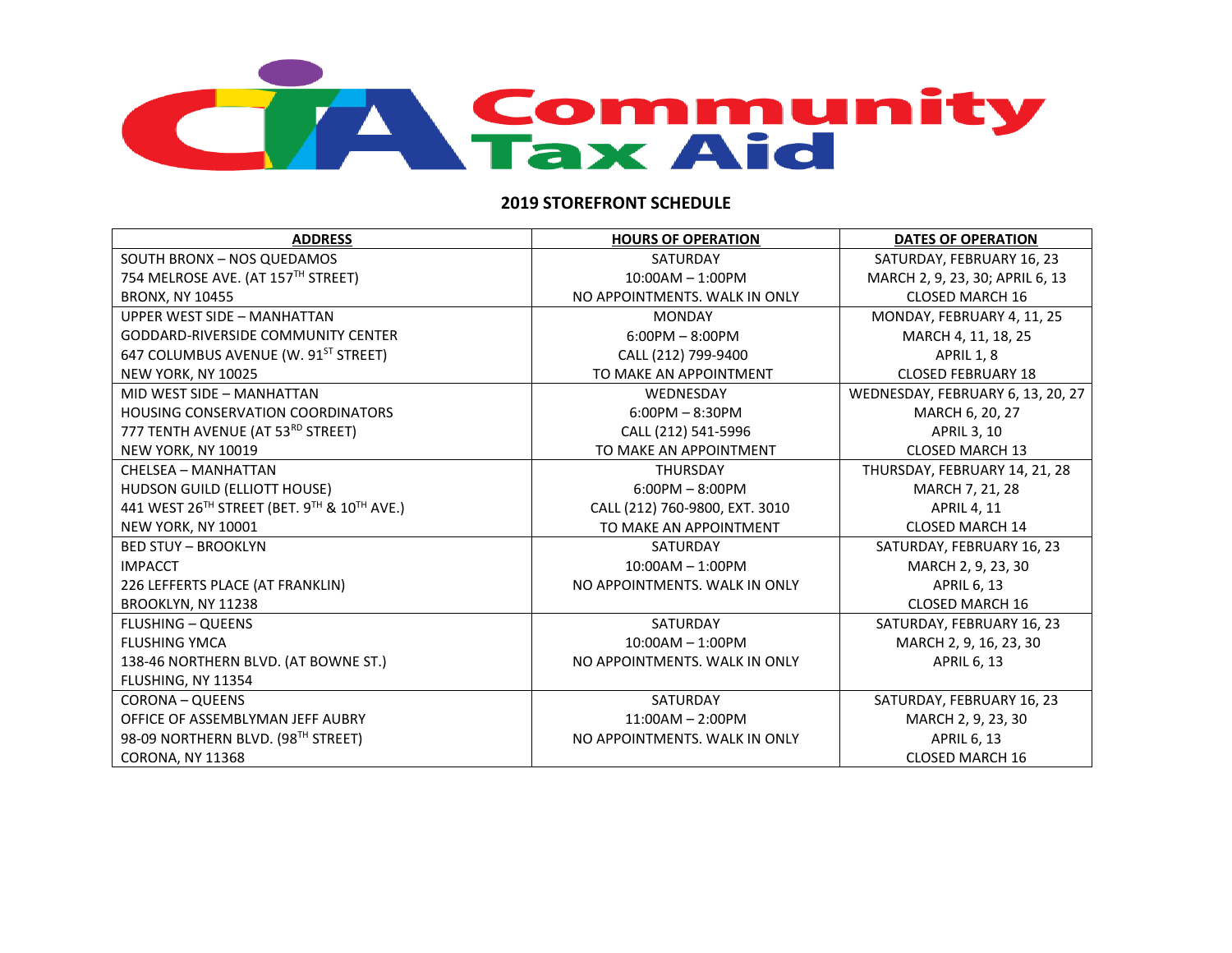Community Tax Aid

## 2019 STOREFRONT SCHEDULE

| ADDRESS | HOURS OF OPERATION | DATES OF OPERATION |
|---|---|---|
| SOUTH BRONX – NOS QUEDAMOS<br>754 MELROSE AVE. (AT 157TH STREET)<br>BRONX, NY 10455 | SATURDAY<br>10:00AM – 1:00PM<br>NO APPOINTMENTS. WALK IN ONLY | SATURDAY, FEBRUARY 16, 23<br>MARCH 2, 9, 23, 30; APRIL 6, 13<br>CLOSED MARCH 16 |
| UPPER WEST SIDE – MANHATTAN<br>GODDARD-RIVERSIDE COMMUNITY CENTER<br>647 COLUMBUS AVENUE (W. 91ST STREET)<br>NEW YORK, NY 10025 | MONDAY<br>6:00PM – 8:00PM<br>CALL (212) 799-9400<br>TO MAKE AN APPOINTMENT | MONDAY, FEBRUARY 4, 11, 25<br>MARCH 4, 11, 18, 25<br>APRIL 1, 8<br>CLOSED FEBRUARY 18 |
| MID WEST SIDE – MANHATTAN<br>HOUSING CONSERVATION COORDINATORS<br>777 TENTH AVENUE (AT 53RD STREET)<br>NEW YORK, NY 10019 | WEDNESDAY<br>6:00PM – 8:30PM<br>CALL (212) 541-5996<br>TO MAKE AN APPOINTMENT | WEDNESDAY, FEBRUARY 6, 13, 20, 27<br>MARCH 6, 20, 27<br>APRIL 3, 10<br>CLOSED MARCH 13 |
| CHELSEA – MANHATTAN<br>HUDSON GUILD (ELLIOTT HOUSE)<br>441 WEST 26TH STREET (BET. 9TH & 10TH AVE.)<br>NEW YORK, NY 10001 | THURSDAY<br>6:00PM – 8:00PM<br>CALL (212) 760-9800, EXT. 3010<br>TO MAKE AN APPOINTMENT | THURSDAY, FEBRUARY 14, 21, 28<br>MARCH 7, 21, 28<br>APRIL 4, 11<br>CLOSED MARCH 14 |
| BED STUY – BROOKLYN<br>IMPACCT<br>226 LEFFERTS PLACE (AT FRANKLIN)<br>BROOKLYN, NY 11238 | SATURDAY<br>10:00AM – 1:00PM<br>NO APPOINTMENTS. WALK IN ONLY | SATURDAY, FEBRUARY 16, 23<br>MARCH 2, 9, 23, 30<br>APRIL 6, 13<br>CLOSED MARCH 16 |
| FLUSHING – QUEENS<br>FLUSHING YMCA<br>138-46 NORTHERN BLVD. (AT BOWNE ST.)<br>FLUSHING, NY 11354 | SATURDAY<br>10:00AM – 1:00PM<br>NO APPOINTMENTS. WALK IN ONLY | SATURDAY, FEBRUARY 16, 23<br>MARCH 2, 9, 16, 23, 30<br>APRIL 6, 13 |
| CORONA – QUEENS<br>OFFICE OF ASSEMBLYMAN JEFF AUBRY<br>98-09 NORTHERN BLVD. (98TH STREET)<br>CORONA, NY 11368 | SATURDAY<br>11:00AM – 2:00PM<br>NO APPOINTMENTS. WALK IN ONLY | SATURDAY, FEBRUARY 16, 23<br>MARCH 2, 9, 23, 30<br>APRIL 6, 13<br>CLOSED MARCH 16 |